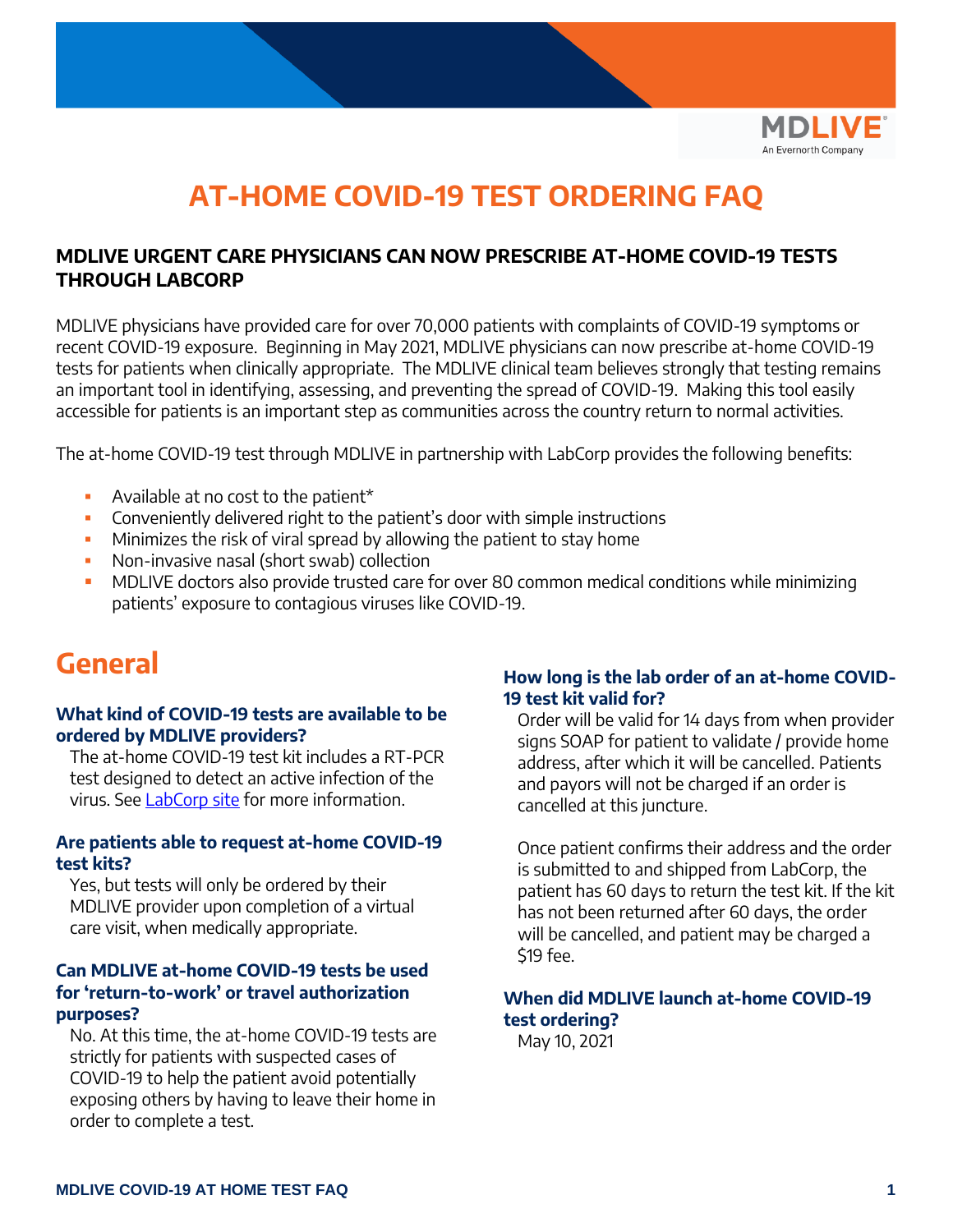# AT-HOME COVID-19 TEST ORDERING FAQ

### MDLIVE URGENT CARE PHYSICIANS CAN NOW PRESCRIBE AT-HOME COVID-19 TESTS THROUGH LABCORP

MDLIVE physicians have provided care for over 70,000 patients with complaints of COVID-19 symptoms or recent COVID-19 exposure. Beginning in May 2021, MDLIVE physicians can now prescribe at-home COVID-19 tests for patients when clinically appropriate. The MDLIVE clinical team believes strongly that testing remains an important tool in identifying, assessing, and preventing the spread of COVID-19. Making this tool easily accessible for patients is an important step as communities across the country return to normal activities.

The at-home COVID-19 test through MDLIVE in partnership with LabCorp provides the following benefits:

- Available at no cost to the patient*
- Conveniently delivered right to the patient's door with simple instructions
- Minimizes the risk of viral spread by allowing the patient to stay home
- Non-invasive nasal (short swab) collection
- MDLIVE doctors also provide trusted care for over 80 common medical conditions while minimizing patients' exposure to contagious viruses like COVID-19.

## General

**What kind of COVID-19 tests are available to be ordered by MDLIVE providers?**

The at-home COVID-19 test kit includes a RT-PCR test designed to detect an active infection of the virus. See LabCorp site for more information.

**Are patients able to request at-home COVID-19 test kits?**

Yes, but tests will only be ordered by their MDLIVE provider upon completion of a virtual care visit, when medically appropriate.

**Can MDLIVE at-home COVID-19 tests be used for 'return-to-work' or travel authorization purposes?**

No. At this time, the at-home COVID-19 tests are strictly for patients with suspected cases of COVID-19 to help the patient avoid potentially exposing others by having to leave their home in order to complete a test.

**How long is the lab order of an at-home COVID-19 test kit valid for?**

Order will be valid for 14 days from when provider signs SOAP for patient to validate / provide home address, after which it will be cancelled. Patients and payors will not be charged if an order is cancelled at this juncture.

Once patient confirms their address and the order is submitted to and shipped from LabCorp, the patient has 60 days to return the test kit. If the kit has not been returned after 60 days, the order will be cancelled, and patient may be charged a $19 fee.

**When did MDLIVE launch at-home COVID-19 test ordering?**

May 10, 2021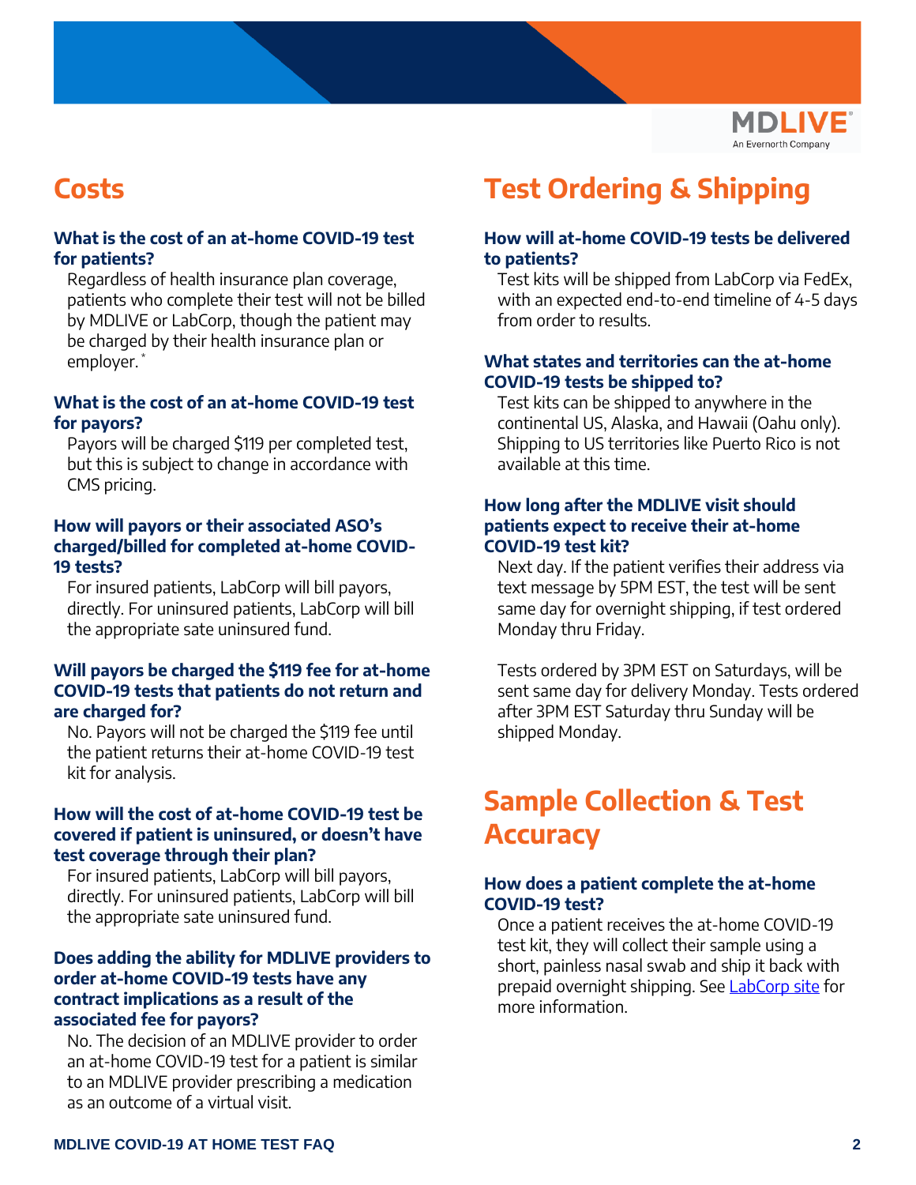## Costs

### What is the cost of an at-home COVID-19 test for patients?

Regardless of health insurance plan coverage, patients who complete their test will not be billed by MDLIVE or LabCorp, though the patient may be charged by their health insurance plan or employer.*

### What is the cost of an at-home COVID-19 test for payors?

Payors will be charged $119 per completed test, but this is subject to change in accordance with CMS pricing.

### How will payors or their associated ASO's charged/billed for completed at-home COVID-19 tests?

For insured patients, LabCorp will bill payors, directly. For uninsured patients, LabCorp will bill the appropriate sate uninsured fund.

### Will payors be charged the $119 fee for at-home COVID-19 tests that patients do not return and are charged for?

No. Payors will not be charged the $119 fee until the patient returns their at-home COVID-19 test kit for analysis.

### How will the cost of at-home COVID-19 test be covered if patient is uninsured, or doesn't have test coverage through their plan?

For insured patients, LabCorp will bill payors, directly. For uninsured patients, LabCorp will bill the appropriate sate uninsured fund.

### Does adding the ability for MDLIVE providers to order at-home COVID-19 tests have any contract implications as a result of the associated fee for payors?

No. The decision of an MDLIVE provider to order an at-home COVID-19 test for a patient is similar to an MDLIVE provider prescribing a medication as an outcome of a virtual visit.

## Test Ordering & Shipping

### How will at-home COVID-19 tests be delivered to patients?

Test kits will be shipped from LabCorp via FedEx, with an expected end-to-end timeline of 4-5 days from order to results.

### What states and territories can the at-home COVID-19 tests be shipped to?

Test kits can be shipped to anywhere in the continental US, Alaska, and Hawaii (Oahu only). Shipping to US territories like Puerto Rico is not available at this time.

### How long after the MDLIVE visit should patients expect to receive their at-home COVID-19 test kit?

Next day. If the patient verifies their address via text message by 5PM EST, the test will be sent same day for overnight shipping, if test ordered Monday thru Friday.

Tests ordered by 3PM EST on Saturdays, will be sent same day for delivery Monday. Tests ordered after 3PM EST Saturday thru Sunday will be shipped Monday.

## Sample Collection & Test Accuracy

### How does a patient complete the at-home COVID-19 test?

Once a patient receives the at-home COVID-19 test kit, they will collect their sample using a short, painless nasal swab and ship it back with prepaid overnight shipping. See [LabCorp site] for more information.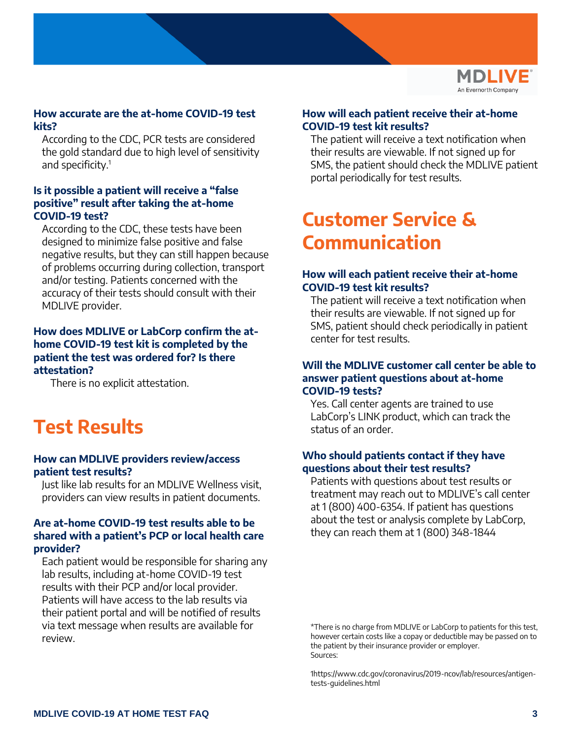### How accurate are the at-home COVID-19 test kits?

According to the CDC, PCR tests are considered the gold standard due to high level of sensitivity and specificity.[1]

### Is it possible a patient will receive a "false positive" result after taking the at-home COVID-19 test?

According to the CDC, these tests have been designed to minimize false positive and false negative results, but they can still happen because of problems occurring during collection, transport and/or testing. Patients concerned with the accuracy of their tests should consult with their MDLIVE provider.

### How does MDLIVE or LabCorp confirm the at-home COVID-19 test kit is completed by the patient the test was ordered for? Is there attestation?

There is no explicit attestation.

## Test Results

### How can MDLIVE providers review/access patient test results?

Just like lab results for an MDLIVE Wellness visit, providers can view results in patient documents.

### Are at-home COVID-19 test results able to be shared with a patient's PCP or local health care provider?

Each patient would be responsible for sharing any lab results, including at-home COVID-19 test results with their PCP and/or local provider. Patients will have access to the lab results via their patient portal and will be notified of results via text message when results are available for review.

### How will each patient receive their at-home COVID-19 test kit results?

The patient will receive a text notification when their results are viewable. If not signed up for SMS, the patient should check the MDLIVE patient portal periodically for test results.

## Customer Service & Communication

### How will each patient receive their at-home COVID-19 test kit results?

The patient will receive a text notification when their results are viewable. If not signed up for SMS, patient should check periodically in patient center for test results.

### Will the MDLIVE customer call center be able to answer patient questions about at-home COVID-19 tests?

Yes. Call center agents are trained to use LabCorp's LINK product, which can track the status of an order.

### Who should patients contact if they have questions about their test results?

Patients with questions about test results or treatment may reach out to MDLIVE's call center at 1 (800) 400-6354. If patient has questions about the test or analysis complete by LabCorp, they can reach them at 1 (800) 348-1844

*There is no charge from MDLIVE or LabCorp to patients for this test, however certain costs like a copay or deductible may be passed on to the patient by their insurance provider or employer.
Sources:

1https://www.cdc.gov/coronavirus/2019-ncov/lab/resources/antigen-tests-guidelines.html